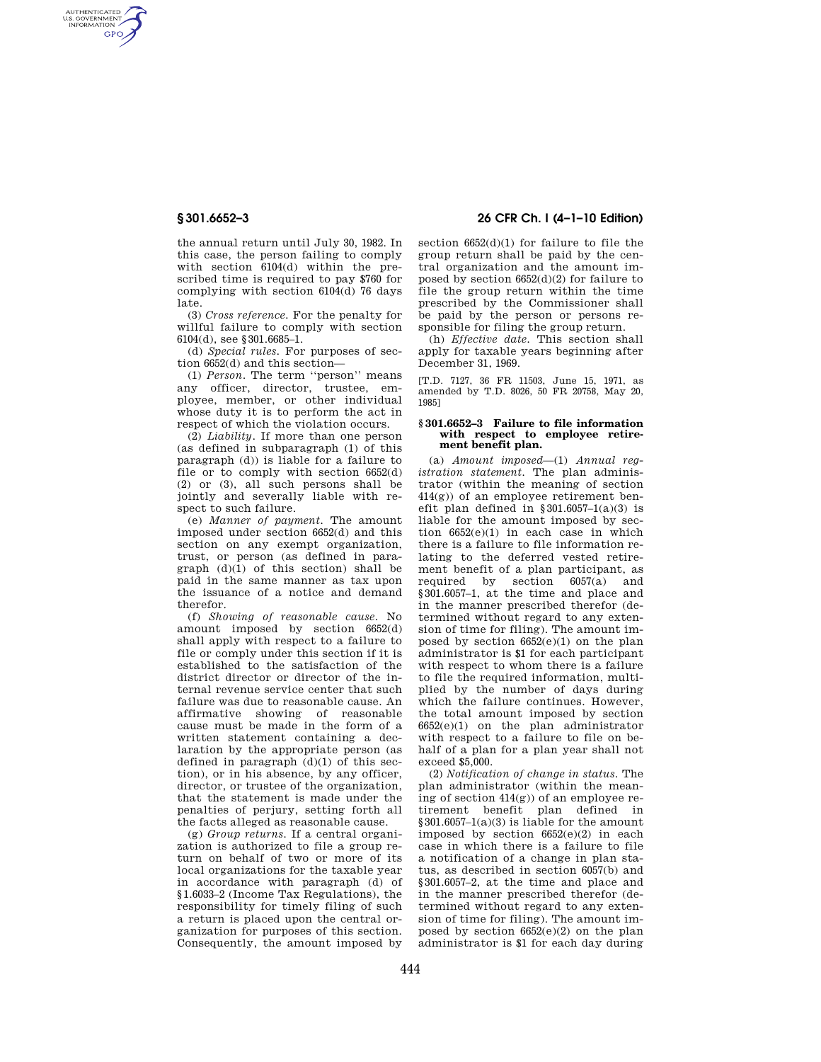the annual return until July 30, 1982. In this case, the person failing to comply with section 6104(d) within the prescribed time is required to pay $760 for complying with section 6104(d) 76 days late.

(3) *Cross reference.* For the penalty for willful failure to comply with section 6104(d), see §301.6685–1.

(d) *Special rules.* For purposes of section 6652(d) and this section—

(1) *Person.* The term ''person'' means any officer, director, trustee, employee, member, or other individual whose duty it is to perform the act in respect of which the violation occurs.

(2) *Liability.* If more than one person (as defined in subparagraph (1) of this paragraph (d)) is liable for a failure to file or to comply with section 6652(d) (2) or (3), all such persons shall be jointly and severally liable with respect to such failure.

(e) *Manner of payment.* The amount imposed under section 6652(d) and this section on any exempt organization, trust, or person (as defined in paragraph (d)(1) of this section) shall be paid in the same manner as tax upon the issuance of a notice and demand therefor.

(f) *Showing of reasonable cause.* No amount imposed by section 6652(d) shall apply with respect to a failure to file or comply under this section if it is established to the satisfaction of the district director or director of the internal revenue service center that such failure was due to reasonable cause. An affirmative showing of reasonable cause must be made in the form of a written statement containing a declaration by the appropriate person (as defined in paragraph (d)(1) of this section), or in his absence, by any officer, director, or trustee of the organization, that the statement is made under the penalties of perjury, setting forth all the facts alleged as reasonable cause.

(g) *Group returns.* If a central organization is authorized to file a group return on behalf of two or more of its local organizations for the taxable year in accordance with paragraph (d) of §1.6033–2 (Income Tax Regulations), the responsibility for timely filing of such a return is placed upon the central organization for purposes of this section. Consequently, the amount imposed by section 6652(d)(1) for failure to file the group return shall be paid by the central organization and the amount imposed by section 6652(d)(2) for failure to file the group return within the time prescribed by the Commissioner shall be paid by the person or persons responsible for filing the group return.

(h) *Effective date.* This section shall apply for taxable years beginning after December 31, 1969.

[T.D. 7127, 36 FR 11503, June 15, 1971, as amended by T.D. 8026, 50 FR 20758, May 20, 1985]

### §301.6652–3 Failure to file information with respect to employee retirement benefit plan.

(a) *Amount imposed*—(1) *Annual registration statement.* The plan administrator (within the meaning of section 414(g)) of an employee retirement benefit plan defined in §301.6057–1(a)(3) is liable for the amount imposed by section 6652(e)(1) in each case in which there is a failure to file information relating to the deferred vested retirement benefit of a plan participant, as required by section 6057(a) and §301.6057–1, at the time and place and in the manner prescribed therefor (determined without regard to any extension of time for filing). The amount imposed by section 6652(e)(1) on the plan administrator is $1 for each participant with respect to whom there is a failure to file the required information, multiplied by the number of days during which the failure continues. However, the total amount imposed by section 6652(e)(1) on the plan administrator with respect to a failure to file on behalf of a plan for a plan year shall not exceed $5,000.

(2) *Notification of change in status.* The plan administrator (within the meaning of section 414(g)) of an employee retirement benefit plan defined in §301.6057–1(a)(3) is liable for the amount imposed by section 6652(e)(2) in each case in which there is a failure to file a notification of a change in plan status, as described in section 6057(b) and §301.6057–2, at the time and place and in the manner prescribed therefor (determined without regard to any extension of time for filing). The amount imposed by section 6652(e)(2) on the plan administrator is $1 for each day during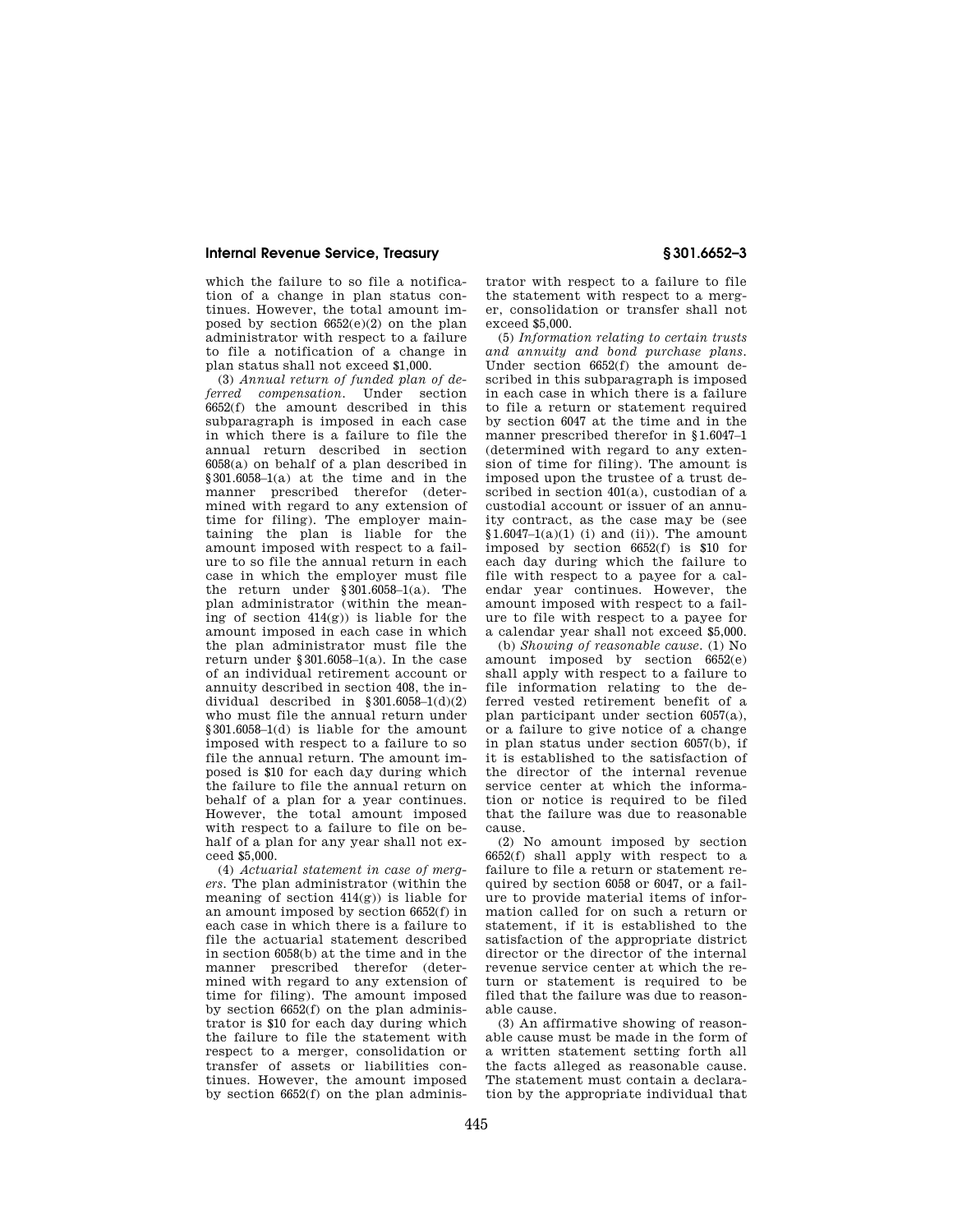which the failure to so file a notification of a change in plan status continues. However, the total amount imposed by section 6652(e)(2) on the plan administrator with respect to a failure to file a notification of a change in plan status shall not exceed $1,000.

(3) *Annual return of funded plan of deferred compensation.* Under section 6652(f) the amount described in this subparagraph is imposed in each case in which there is a failure to file the annual return described in section 6058(a) on behalf of a plan described in §301.6058–1(a) at the time and in the manner prescribed therefor (determined with regard to any extension of time for filing). The employer maintaining the plan is liable for the amount imposed with respect to a failure to so file the annual return in each case in which the employer must file the return under §301.6058–1(a). The plan administrator (within the meaning of section 414(g)) is liable for the amount imposed in each case in which the plan administrator must file the return under §301.6058–1(a). In the case of an individual retirement account or annuity described in section 408, the individual described in §301.6058–1(d)(2) who must file the annual return under §301.6058–1(d) is liable for the amount imposed with respect to a failure to so file the annual return. The amount imposed is $10 for each day during which the failure to file the annual return on behalf of a plan for a year continues. However, the total amount imposed with respect to a failure to file on behalf of a plan for any year shall not exceed $5,000.

(4) *Actuarial statement in case of mergers.* The plan administrator (within the meaning of section 414(g)) is liable for an amount imposed by section 6652(f) in each case in which there is a failure to file the actuarial statement described in section 6058(b) at the time and in the manner prescribed therefor (determined with regard to any extension of time for filing). The amount imposed by section 6652(f) on the plan administrator is $10 for each day during which the failure to file the statement with respect to a merger, consolidation or transfer of assets or liabilities continues. However, the amount imposed by section 6652(f) on the plan administrator with respect to a failure to file the statement with respect to a merger, consolidation or transfer shall not exceed $5,000.

(5) *Information relating to certain trusts and annuity and bond purchase plans.* Under section 6652(f) the amount described in this subparagraph is imposed in each case in which there is a failure to file a return or statement required by section 6047 at the time and in the manner prescribed therefor in §1.6047–1 (determined with regard to any extension of time for filing). The amount is imposed upon the trustee of a trust described in section 401(a), custodian of a custodial account or issuer of an annuity contract, as the case may be (see §1.6047–1(a)(1) (i) and (ii)). The amount imposed by section 6652(f) is $10 for each day during which the failure to file with respect to a payee for a calendar year continues. However, the amount imposed with respect to a failure to file with respect to a payee for a calendar year shall not exceed $5,000.

(b) *Showing of reasonable cause.* (1) No amount imposed by section 6652(e) shall apply with respect to a failure to file information relating to the deferred vested retirement benefit of a plan participant under section 6057(a), or a failure to give notice of a change in plan status under section 6057(b), if it is established to the satisfaction of the director of the internal revenue service center at which the information or notice is required to be filed that the failure was due to reasonable cause.

(2) No amount imposed by section 6652(f) shall apply with respect to a failure to file a return or statement required by section 6058 or 6047, or a failure to provide material items of information called for on such a return or statement, if it is established to the satisfaction of the appropriate district director or the director of the internal revenue service center at which the return or statement is required to be filed that the failure was due to reasonable cause.

(3) An affirmative showing of reasonable cause must be made in the form of a written statement setting forth all the facts alleged as reasonable cause. The statement must contain a declaration by the appropriate individual that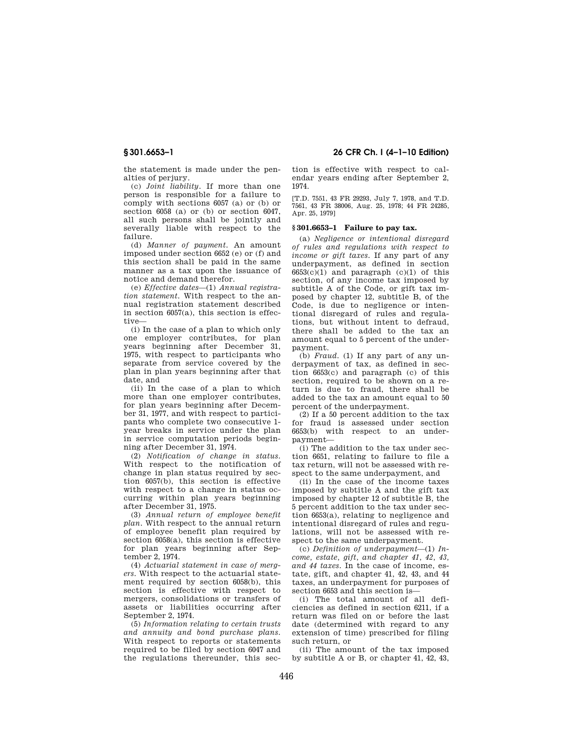the statement is made under the penalties of perjury.

(c) *Joint liability.* If more than one person is responsible for a failure to comply with sections 6057 (a) or (b) or section 6058 (a) or (b) or section 6047, all such persons shall be jointly and severally liable with respect to the failure.

(d) *Manner of payment.* An amount imposed under section 6652 (e) or (f) and this section shall be paid in the same manner as a tax upon the issuance of notice and demand therefor.

(e) *Effective dates*—(1) *Annual registration statement.* With respect to the annual registration statement described in section 6057(a), this section is effective—

(i) In the case of a plan to which only one employer contributes, for plan years beginning after December 31, 1975, with respect to participants who separate from service covered by the plan in plan years beginning after that date, and

(ii) In the case of a plan to which more than one employer contributes, for plan years beginning after December 31, 1977, and with respect to participants who complete two consecutive 1-year breaks in service under the plan in service computation periods beginning after December 31, 1974.

(2) *Notification of change in status.* With respect to the notification of change in plan status required by section 6057(b), this section is effective with respect to a change in status occurring within plan years beginning after December 31, 1975.

(3) *Annual return of employee benefit plan.* With respect to the annual return of employee benefit plan required by section 6058(a), this section is effective for plan years beginning after September 2, 1974.

(4) *Actuarial statement in case of mergers.* With respect to the actuarial statement required by section 6058(b), this section is effective with respect to mergers, consolidations or transfers of assets or liabilities occurring after September 2, 1974.

(5) *Information relating to certain trusts and annuity and bond purchase plans.* With respect to reports or statements required to be filed by section 6047 and the regulations thereunder, this section is effective with respect to calendar years ending after September 2, 1974.

[T.D. 7551, 43 FR 29293, July 7, 1978, and T.D. 7561, 43 FR 38006, Aug. 25, 1978; 44 FR 24285, Apr. 25, 1979]

## § 301.6653–1 Failure to pay tax.

(a) *Negligence or intentional disregard of rules and regulations with respect to income or gift taxes.* If any part of any underpayment, as defined in section 6653(c)(1) and paragraph (c)(1) of this section, of any income tax imposed by subtitle A of the Code, or gift tax imposed by chapter 12, subtitle B, of the Code, is due to negligence or intentional disregard of rules and regulations, but without intent to defraud, there shall be added to the tax an amount equal to 5 percent of the underpayment.

(b) *Fraud.* (1) If any part of any underpayment of tax, as defined in section 6653(c) and paragraph (c) of this section, required to be shown on a return is due to fraud, there shall be added to the tax an amount equal to 50 percent of the underpayment.

(2) If a 50 percent addition to the tax for fraud is assessed under section 6653(b) with respect to an underpayment—

(i) The addition to the tax under section 6651, relating to failure to file a tax return, will not be assessed with respect to the same underpayment, and

(ii) In the case of the income taxes imposed by subtitle A and the gift tax imposed by chapter 12 of subtitle B, the 5 percent addition to the tax under section 6653(a), relating to negligence and intentional disregard of rules and regulations, will not be assessed with respect to the same underpayment.

(c) *Definition of underpayment*—(1) *Income, estate, gift, and chapter 41, 42, 43, and 44 taxes.* In the case of income, estate, gift, and chapter 41, 42, 43, and 44 taxes, an underpayment for purposes of section 6653 and this section is—

(i) The total amount of all deficiencies as defined in section 6211, if a return was filed on or before the last date (determined with regard to any extension of time) prescribed for filing such return, or

(ii) The amount of the tax imposed by subtitle A or B, or chapter 41, 42, 43,